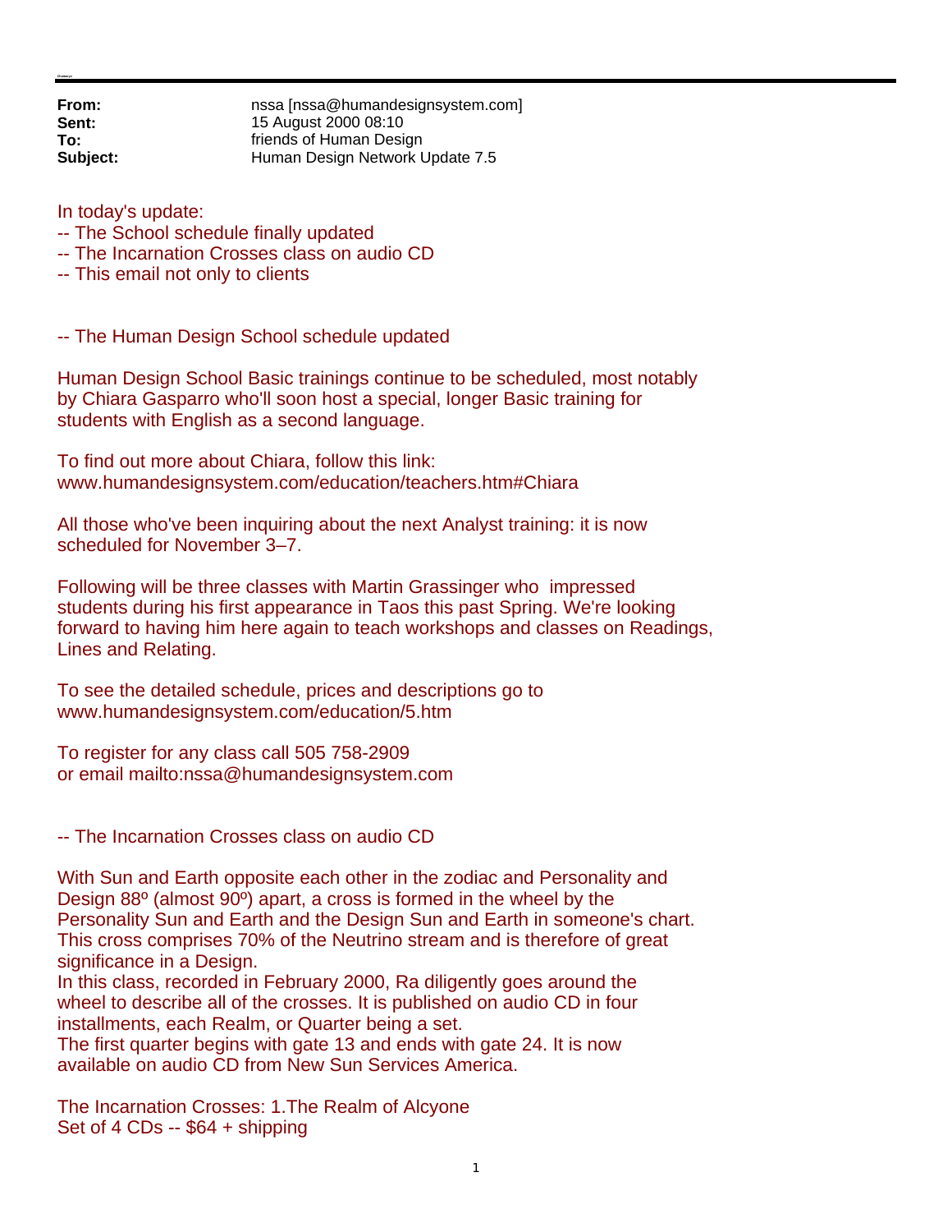**From:** nssa [nssa@humandesignsystem.com]
**Sent:** 15 August 2000 08:10
**To:** friends of Human Design
**Subject:** Human Design Network Update 7.5

In today's update:
-- The School schedule finally updated
-- The Incarnation Crosses class on audio CD
-- This email not only to clients

-- The Human Design School schedule updated

Human Design School Basic trainings continue to be scheduled, most notably by Chiara Gasparro who'll soon host a special, longer Basic training for students with English as a second language.

To find out more about Chiara, follow this link:
www.humandesignsystem.com/education/teachers.htm#Chiara

All those who've been inquiring about the next Analyst training: it is now scheduled for November 3–7.

Following will be three classes with Martin Grassinger who impressed students during his first appearance in Taos this past Spring. We're looking forward to having him here again to teach workshops and classes on Readings, Lines and Relating.

To see the detailed schedule, prices and descriptions go to
www.humandesignsystem.com/education/5.htm

To register for any class call 505 758-2909
or email mailto:nssa@humandesignsystem.com

-- The Incarnation Crosses class on audio CD

With Sun and Earth opposite each other in the zodiac and Personality and Design 88º (almost 90º) apart, a cross is formed in the wheel by the Personality Sun and Earth and the Design Sun and Earth in someone's chart. This cross comprises 70% of the Neutrino stream and is therefore of great significance in a Design.
In this class, recorded in February 2000, Ra diligently goes around the wheel to describe all of the crosses. It is published on audio CD in four installments, each Realm, or Quarter being a set.
The first quarter begins with gate 13 and ends with gate 24. It is now available on audio CD from New Sun Services America.

The Incarnation Crosses: 1.The Realm of Alcyone
Set of 4 CDs -- $64 + shipping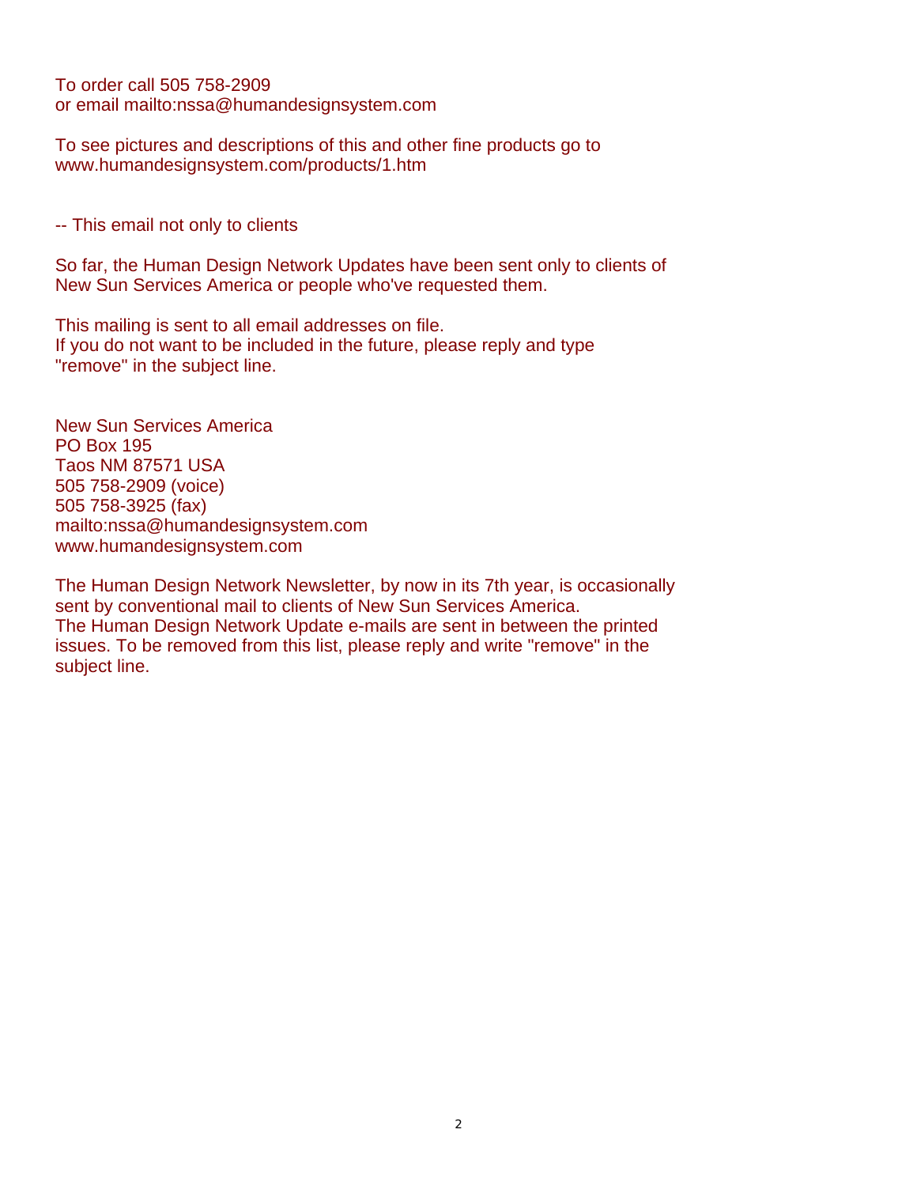To order call 505 758-2909
or email mailto:nssa@humandesignsystem.com

To see pictures and descriptions of this and other fine products go to
www.humandesignsystem.com/products/1.htm

-- This email not only to clients

So far, the Human Design Network Updates have been sent only to clients of New Sun Services America or people who've requested them.

This mailing is sent to all email addresses on file.
If you do not want to be included in the future, please reply and type "remove" in the subject line.

New Sun Services America
PO Box 195
Taos NM 87571 USA
505 758-2909 (voice)
505 758-3925 (fax)
mailto:nssa@humandesignsystem.com
www.humandesignsystem.com

The Human Design Network Newsletter, by now in its 7th year, is occasionally sent by conventional mail to clients of New Sun Services America.
The Human Design Network Update e-mails are sent in between the printed issues. To be removed from this list, please reply and write "remove" in the subject line.